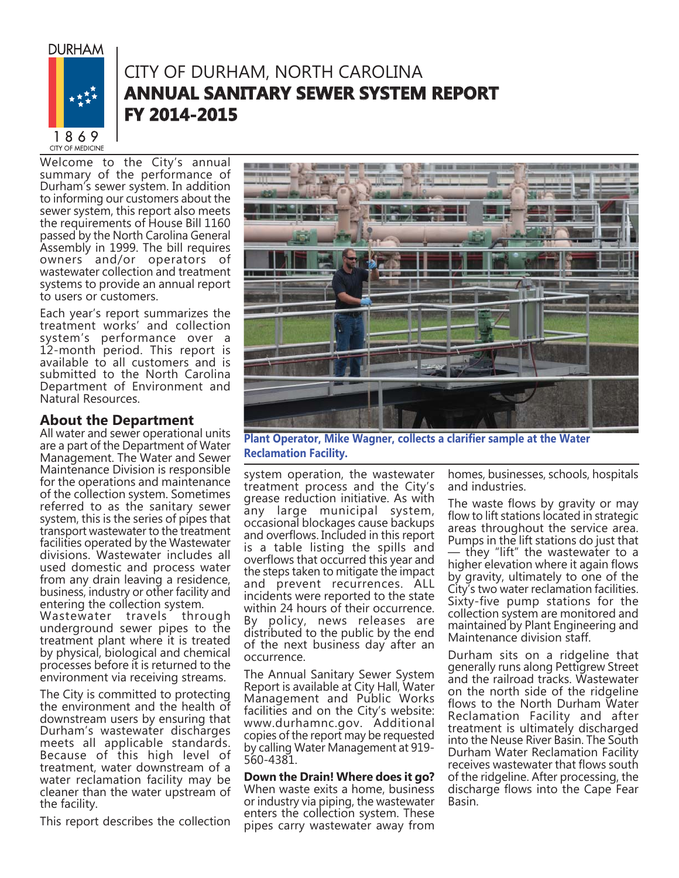# CITY OF DURHAM, NORTH CAROLINA
# ANNUAL SANITARY SEWER SYSTEM REPORT
# FY 2014-2015

Welcome to the City's annual summary of the performance of Durham's sewer system. In addition to informing our customers about the sewer system, this report also meets the requirements of House Bill 1160 passed by the North Carolina General Assembly in 1999. The bill requires owners and/or operators of wastewater collection and treatment systems to provide an annual report to users or customers.

Each year's report summarizes the treatment works' and collection system's performance over a 12-month period. This report is available to all customers and is submitted to the North Carolina Department of Environment and Natural Resources.

## About the Department

All water and sewer operational units are a part of the Department of Water Management. The Water and Sewer Maintenance Division is responsible for the operations and maintenance of the collection system. Sometimes referred to as the sanitary sewer system, this is the series of pipes that transport wastewater to the treatment facilities operated by the Wastewater divisions. Wastewater includes all used domestic and process water from any drain leaving a residence, business, industry or other facility and entering the collection system.

Wastewater travels through underground sewer pipes to the treatment plant where it is treated by physical, biological and chemical processes before it is returned to the environment via receiving streams.

The City is committed to protecting the environment and the health of downstream users by ensuring that Durham's wastewater discharges meets all applicable standards. Because of this high level of treatment, water downstream of a water reclamation facility may be cleaner than the water upstream of the facility.

This report describes the collection system operation, the wastewater treatment process and the City's grease reduction initiative. As with any large municipal system, occasional blockages cause backups and overflows. Included in this report is a table listing the spills and overflows that occurred this year and the steps taken to mitigate the impact and prevent recurrences. ALL incidents were reported to the state within 24 hours of their occurrence. By policy, news releases are distributed to the public by the end of the next business day after an occurrence.

**Plant Operator, Mike Wagner, collects a clarifier sample at the Water Reclamation Facility.**

The Annual Sanitary Sewer System Report is available at City Hall, Water Management and Public Works facilities and on the City's website: www.durhamnc.gov. Additional copies of the report may be requested by calling Water Management at 919-560-4381.

**Down the Drain! Where does it go?**
When waste exits a home, business or industry via piping, the wastewater enters the collection system. These pipes carry wastewater away from homes, businesses, schools, hospitals and industries.

The waste flows by gravity or may flow to lift stations located in strategic areas throughout the service area. Pumps in the lift stations do just that — they "lift" the wastewater to a higher elevation where it again flows by gravity, ultimately to one of the City's two water reclamation facilities. Sixty-five pump stations for the collection system are monitored and maintained by Plant Engineering and Maintenance division staff.

Durham sits on a ridgeline that generally runs along Pettigrew Street and the railroad tracks. Wastewater on the north side of the ridgeline flows to the North Durham Water Reclamation Facility and after treatment is ultimately discharged into the Neuse River Basin. The South Durham Water Reclamation Facility receives wastewater that flows south of the ridgeline. After processing, the discharge flows into the Cape Fear Basin.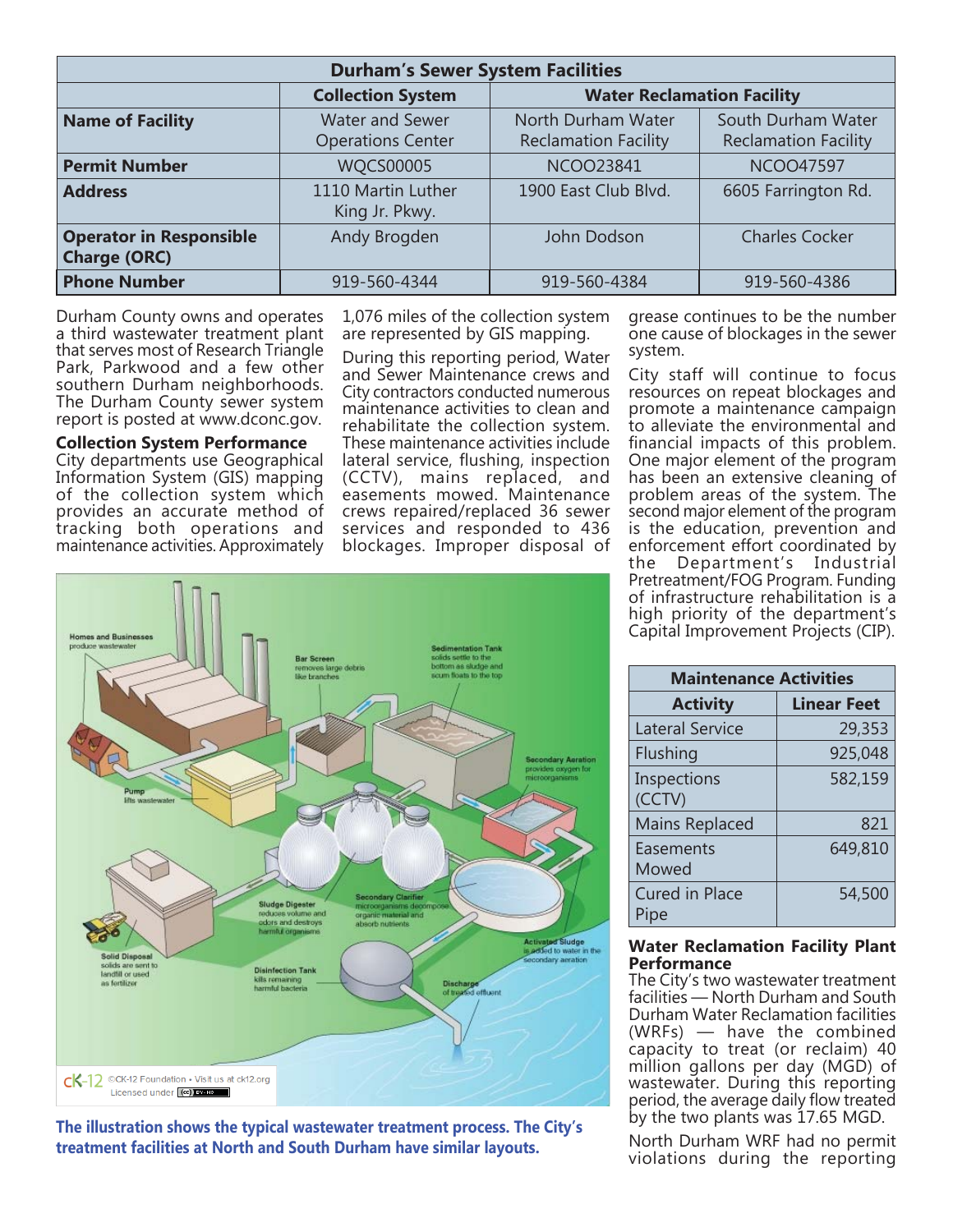| Durham's Sewer System Facilities | | | |
|---|---|---|---|
| | **Collection System** | **Water Reclamation Facility** | |
| **Name of Facility** | Water and Sewer Operations Center | North Durham Water Reclamation Facility | South Durham Water Reclamation Facility |
| **Permit Number** | WQCS00005 | NCOO23841 | NCOO47597 |
| **Address** | 1110 Martin Luther King Jr. Pkwy. | 1900 East Club Blvd. | 6605 Farrington Rd. |
| **Operator in Responsible Charge (ORC)** | Andy Brogden | John Dodson | Charles Cocker |
| **Phone Number** | 919-560-4344 | 919-560-4384 | 919-560-4386 |

Durham County owns and operates a third wastewater treatment plant that serves most of Research Triangle Park, Parkwood and a few other southern Durham neighborhoods. The Durham County sewer system report is posted at www.dconc.gov.

**Collection System Performance**
City departments use Geographical Information System (GIS) mapping of the collection system which provides an accurate method of tracking both operations and maintenance activities. Approximately 1,076 miles of the collection system are represented by GIS mapping.

During this reporting period, Water and Sewer Maintenance crews and City contractors conducted numerous maintenance activities to clean and rehabilitate the collection system. These maintenance activities include lateral service, flushing, inspection (CCTV), mains replaced, and easements mowed. Maintenance crews repaired/replaced 36 sewer services and responded to 436 blockages. Improper disposal of grease continues to be the number one cause of blockages in the sewer system.

City staff will continue to focus resources on repeat blockages and promote a maintenance campaign to alleviate the environmental and financial impacts of this problem. One major element of the program has been an extensive cleaning of problem areas of the system. The second major element of the program is the education, prevention and enforcement effort coordinated by the Department's Industrial Pretreatment/FOG Program. Funding of infrastructure rehabilitation is a high priority of the department's Capital Improvement Projects (CIP).

**The illustration shows the typical wastewater treatment process. The City's treatment facilities at North and South Durham have similar layouts.**

| Maintenance Activities | |
|---|---|
| **Activity** | **Linear Feet** |
| Lateral Service | 29,353 |
| Flushing | 925,048 |
| Inspections (CCTV) | 582,159 |
| Mains Replaced | 821 |
| Easements Mowed | 649,810 |
| Cured in Place Pipe | 54,500 |

**Water Reclamation Facility Plant Performance**
The City's two wastewater treatment facilities — North Durham and South Durham Water Reclamation facilities (WRFs) — have the combined capacity to treat (or reclaim) 40 million gallons per day (MGD) of wastewater. During this reporting period, the average daily flow treated by the two plants was 17.65 MGD.

North Durham WRF had no permit violations during the reporting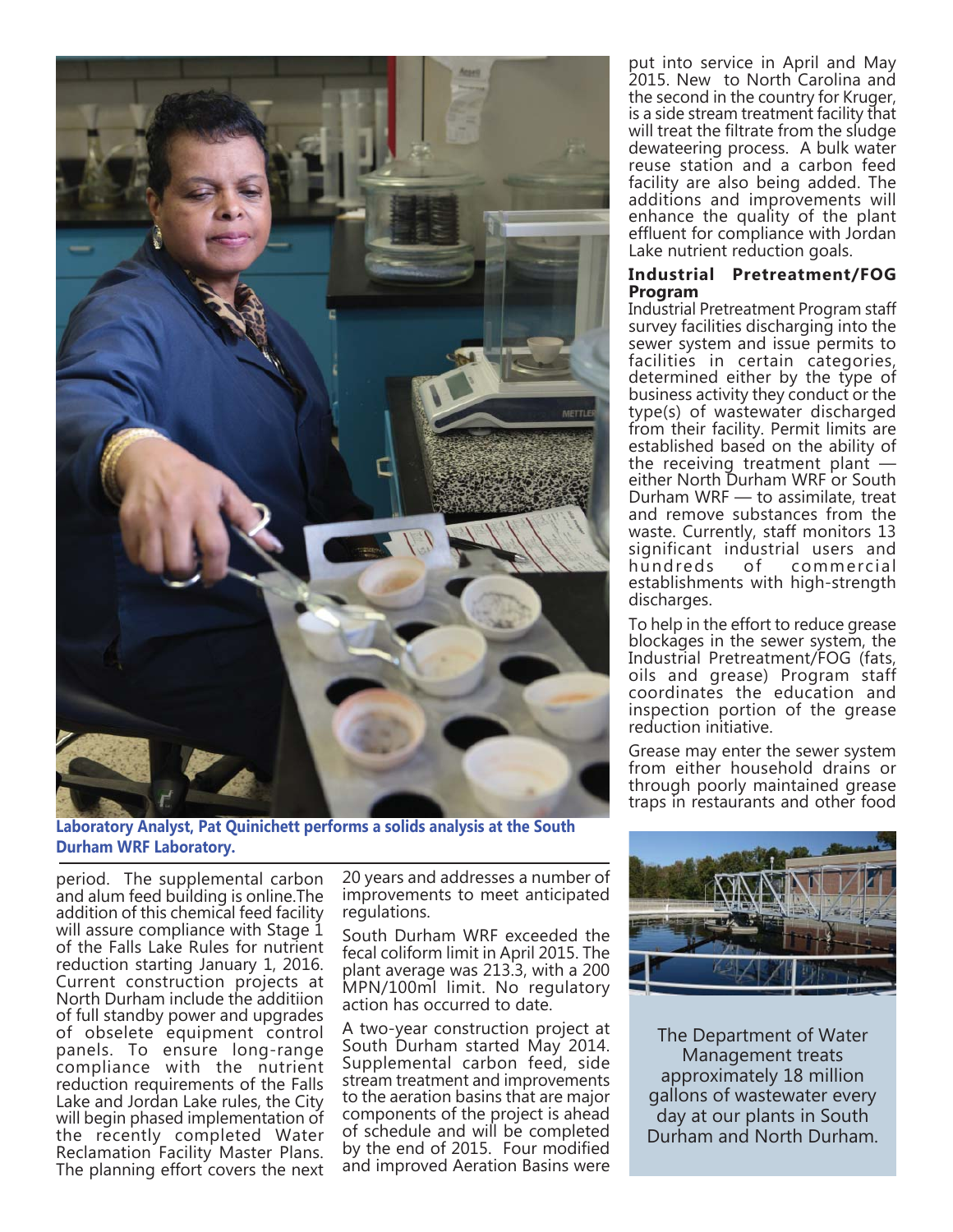Laboratory Analyst, Pat Quinichett performs a solids analysis at the South Durham WRF Laboratory.

period. The supplemental carbon and alum feed building is online.The addition of this chemical feed facility will assure compliance with Stage 1 of the Falls Lake Rules for nutrient reduction starting January 1, 2016. Current construction projects at North Durham include the additiion of full standby power and upgrades of obselete equipment control panels. To ensure long-range compliance with the nutrient reduction requirements of the Falls Lake and Jordan Lake rules, the City will begin phased implementation of the recently completed Water Reclamation Facility Master Plans. The planning effort covers the next 20 years and addresses a number of improvements to meet anticipated regulations.

South Durham WRF exceeded the fecal coliform limit in April 2015. The plant average was 213.3, with a 200 MPN/100ml limit. No regulatory action has occurred to date.

A two-year construction project at South Durham started May 2014. Supplemental carbon feed, side stream treatment and improvements to the aeration basins that are major components of the project is ahead of schedule and will be completed by the end of 2015. Four modified and improved Aeration Basins were put into service in April and May 2015. New to North Carolina and the second in the country for Kruger, is a side stream treatment facility that will treat the filtrate from the sludge dewateering process. A bulk water reuse station and a carbon feed facility are also being added. The additions and improvements will enhance the quality of the plant effluent for compliance with Jordan Lake nutrient reduction goals.

### Industrial Pretreatment/FOG Program

Industrial Pretreatment Program staff survey facilities discharging into the sewer system and issue permits to facilities in certain categories, determined either by the type of business activity they conduct or the type(s) of wastewater discharged from their facility. Permit limits are established based on the ability of the receiving treatment plant — either North Durham WRF or South Durham WRF — to assimilate, treat and remove substances from the waste. Currently, staff monitors 13 significant industrial users and hundreds of commercial establishments with high-strength discharges.

To help in the effort to reduce grease blockages in the sewer system, the Industrial Pretreatment/FOG (fats, oils and grease) Program staff coordinates the education and inspection portion of the grease reduction initiative.

Grease may enter the sewer system from either household drains or through poorly maintained grease traps in restaurants and other food

The Department of Water Management treats approximately 18 million gallons of wastewater every day at our plants in South Durham and North Durham.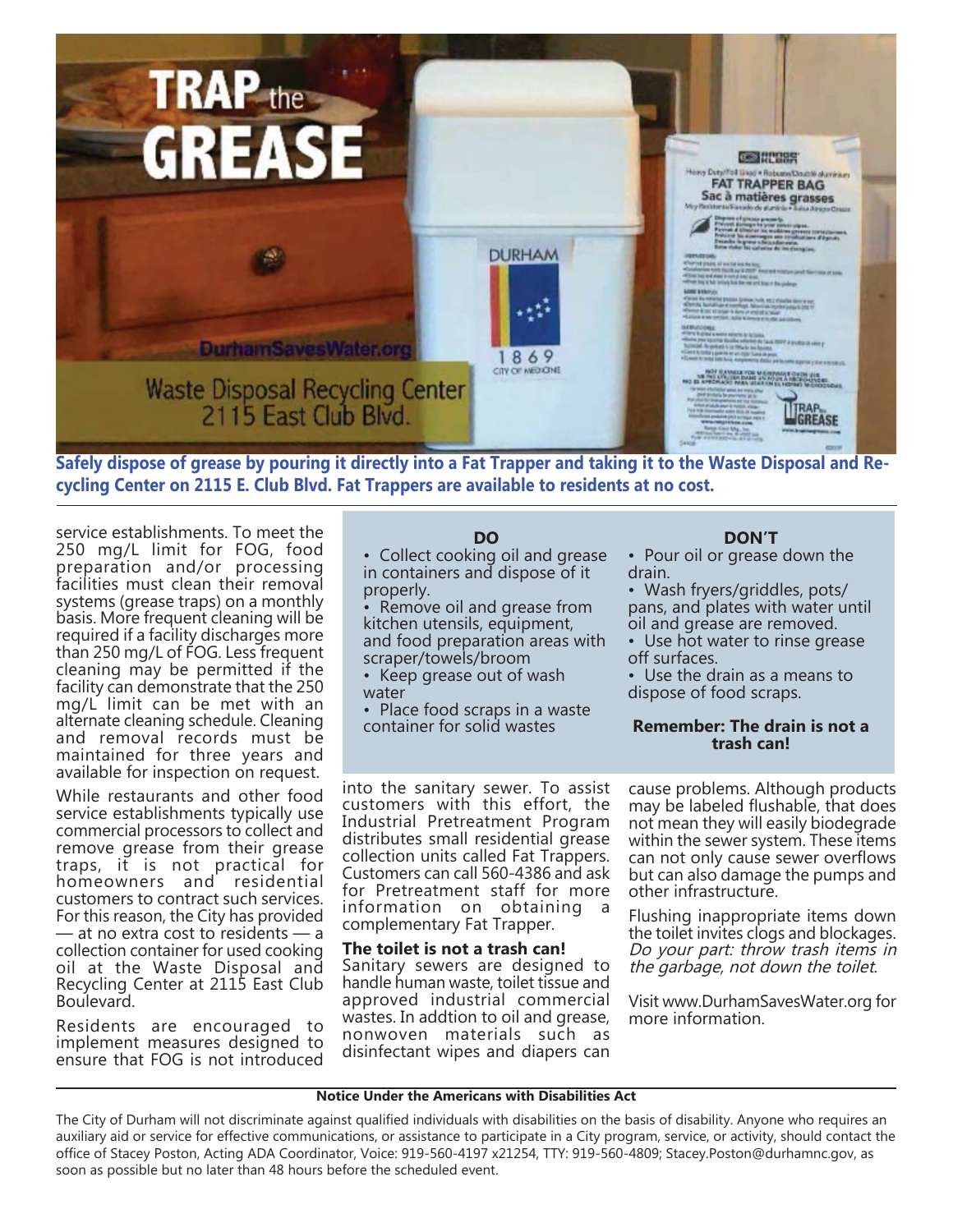Safely dispose of grease by pouring it directly into a Fat Trapper and taking it to the Waste Disposal and Recycling Center on 2115 E. Club Blvd. Fat Trappers are available to residents at no cost.

service establishments. To meet the 250 mg/L limit for FOG, food preparation and/or processing facilities must clean their removal systems (grease traps) on a monthly basis. More frequent cleaning will be required if a facility discharges more than 250 mg/L of FOG. Less frequent cleaning may be permitted if the facility can demonstrate that the 250 mg/L limit can be met with an alternate cleaning schedule. Cleaning and removal records must be maintained for three years and available for inspection on request.

While restaurants and other food service establishments typically use commercial processors to collect and remove grease from their grease traps, it is not practical for homeowners and residential customers to contract such services. For this reason, the City has provided — at no extra cost to residents — a collection container for used cooking oil at the Waste Disposal and Recycling Center at 2115 East Club Boulevard.

Residents are encouraged to implement measures designed to ensure that FOG is not introduced into the sanitary sewer. To assist customers with this effort, the Industrial Pretreatment Program distributes small residential grease collection units called Fat Trappers. Customers can call 560-4386 and ask for Pretreatment staff for more information on obtaining a complementary Fat Trapper.

**DO**

- Collect cooking oil and grease in containers and dispose of it properly.
- Remove oil and grease from kitchen utensils, equipment, and food preparation areas with scraper/towels/broom
- Keep grease out of wash water
- Place food scraps in a waste container for solid wastes

**DON'T**

- Pour oil or grease down the drain.
- Wash fryers/griddles, pots/pans, and plates with water until oil and grease are removed.
- Use hot water to rinse grease off surfaces.
- Use the drain as a means to dispose of food scraps.

**Remember: The drain is not a trash can!**

### The toilet is not a trash can!

Sanitary sewers are designed to handle human waste, toilet tissue and approved industrial commercial wastes. In addtion to oil and grease, nonwoven materials such as disinfectant wipes and diapers can cause problems. Although products may be labeled flushable, that does not mean they will easily biodegrade within the sewer system. These items can not only cause sewer overflows but can also damage the pumps and other infrastructure.

Flushing inappropriate items down the toilet invites clogs and blockages. *Do your part: throw trash items in the garbage, not down the toilet.*

Visit www.DurhamSavesWater.org for more information.

**Notice Under the Americans with Disabilities Act**

The City of Durham will not discriminate against qualified individuals with disabilities on the basis of disability. Anyone who requires an auxiliary aid or service for effective communications, or assistance to participate in a City program, service, or activity, should contact the office of Stacey Poston, Acting ADA Coordinator, Voice: 919-560-4197 x21254, TTY: 919-560-4809; Stacey.Poston@durhamnc.gov, as soon as possible but no later than 48 hours before the scheduled event.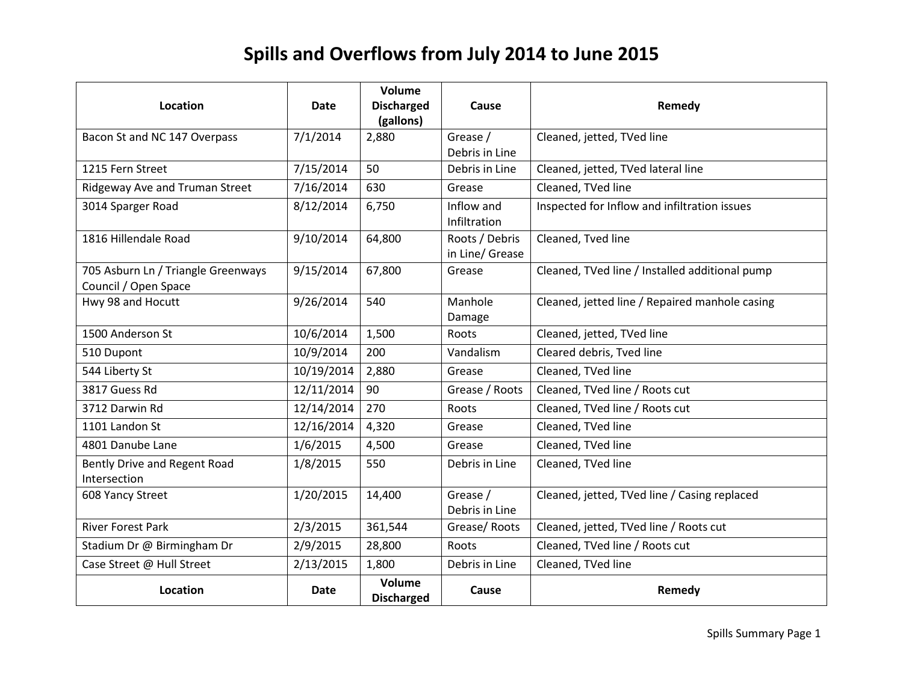# Spills and Overflows from July 2014 to June 2015

| Location | Date | Volume Discharged (gallons) | Cause | Remedy |
|---|---|---|---|---|
| Bacon St and NC 147 Overpass | 7/1/2014 | 2,880 | Grease / Debris in Line | Cleaned, jetted, TVed line |
| 1215 Fern Street | 7/15/2014 | 50 | Debris in Line | Cleaned, jetted, TVed lateral line |
| Ridgeway Ave and Truman Street | 7/16/2014 | 630 | Grease | Cleaned, TVed line |
| 3014 Sparger Road | 8/12/2014 | 6,750 | Inflow and Infiltration | Inspected for Inflow and infiltration issues |
| 1816 Hillendale Road | 9/10/2014 | 64,800 | Roots / Debris in Line/ Grease | Cleaned, Tved line |
| 705 Asburn Ln / Triangle Greenways Council / Open Space | 9/15/2014 | 67,800 | Grease | Cleaned, TVed line / Installed additional pump |
| Hwy 98 and Hocutt | 9/26/2014 | 540 | Manhole Damage | Cleaned, jetted line / Repaired manhole casing |
| 1500 Anderson St | 10/6/2014 | 1,500 | Roots | Cleaned, jetted, TVed line |
| 510 Dupont | 10/9/2014 | 200 | Vandalism | Cleared debris, Tved line |
| 544 Liberty St | 10/19/2014 | 2,880 | Grease | Cleaned, TVed line |
| 3817 Guess Rd | 12/11/2014 | 90 | Grease / Roots | Cleaned, TVed line / Roots cut |
| 3712 Darwin Rd | 12/14/2014 | 270 | Roots | Cleaned, TVed line / Roots cut |
| 1101 Landon St | 12/16/2014 | 4,320 | Grease | Cleaned, TVed line |
| 4801 Danube Lane | 1/6/2015 | 4,500 | Grease | Cleaned, TVed line |
| Bently Drive and Regent Road Intersection | 1/8/2015 | 550 | Debris in Line | Cleaned, TVed line |
| 608 Yancy Street | 1/20/2015 | 14,400 | Grease / Debris in Line | Cleaned, jetted, TVed line / Casing replaced |
| River Forest Park | 2/3/2015 | 361,544 | Grease/ Roots | Cleaned, jetted, TVed line / Roots cut |
| Stadium Dr @ Birmingham Dr | 2/9/2015 | 28,800 | Roots | Cleaned, TVed line / Roots cut |
| Case Street @ Hull Street | 2/13/2015 | 1,800 | Debris in Line | Cleaned, TVed line |
| **Location** | **Date** | **Volume Discharged** | **Cause** | **Remedy** |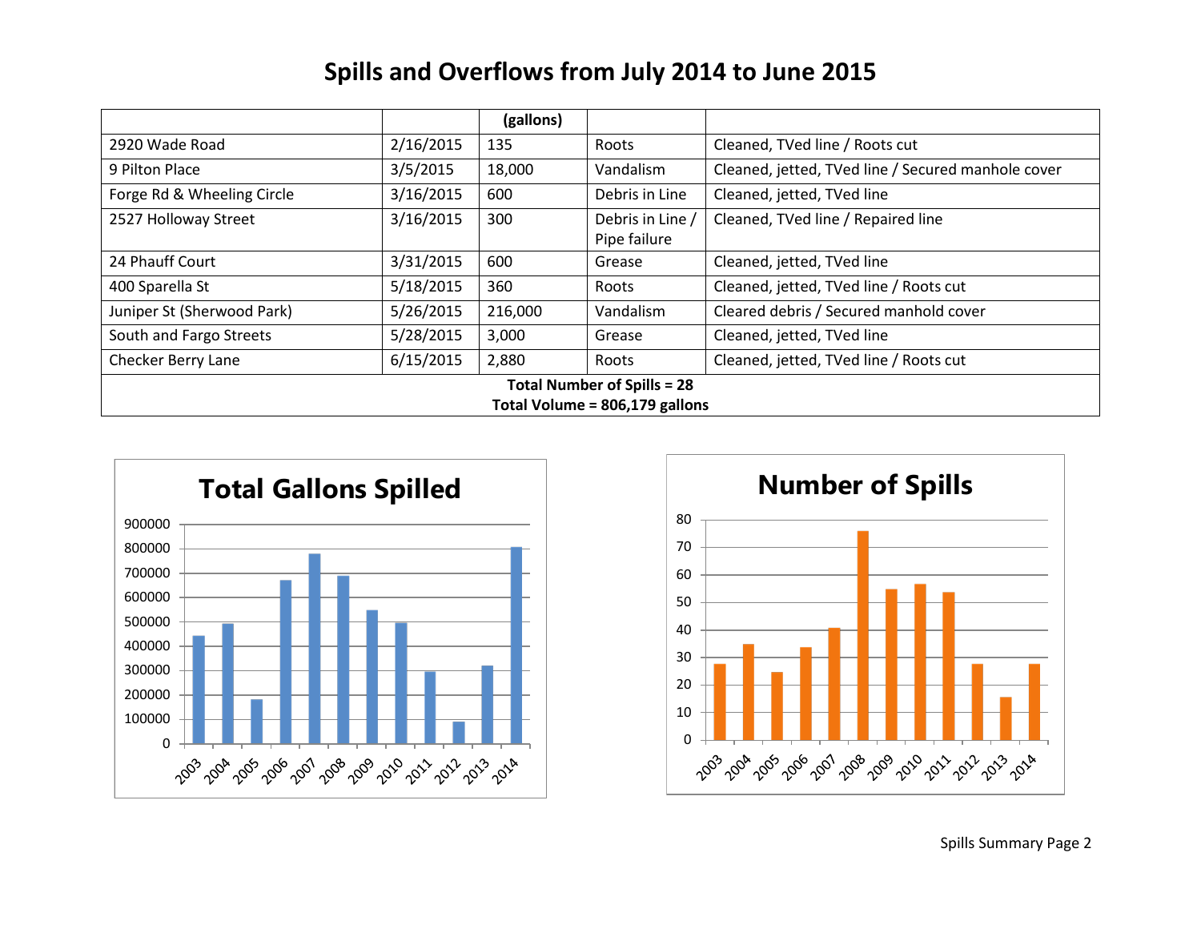# Spills and Overflows from July 2014 to June 2015

| | | (gallons) | | |
|---|---|---|---|---|
| 2920 Wade Road | 2/16/2015 | 135 | Roots | Cleaned, TVed line / Roots cut |
| 9 Pilton Place | 3/5/2015 | 18,000 | Vandalism | Cleaned, jetted, TVed line / Secured manhole cover |
| Forge Rd & Wheeling Circle | 3/16/2015 | 600 | Debris in Line | Cleaned, jetted, TVed line |
| 2527 Holloway Street | 3/16/2015 | 300 | Debris in Line / Pipe failure | Cleaned, TVed line / Repaired line |
| 24 Phauff Court | 3/31/2015 | 600 | Grease | Cleaned, jetted, TVed line |
| 400 Sparella St | 5/18/2015 | 360 | Roots | Cleaned, jetted, TVed line / Roots cut |
| Juniper St (Sherwood Park) | 5/26/2015 | 216,000 | Vandalism | Cleared debris / Secured manhold cover |
| South and Fargo Streets | 5/28/2015 | 3,000 | Grease | Cleaned, jetted, TVed line |
| Checker Berry Lane | 6/15/2015 | 2,880 | Roots | Cleaned, jetted, TVed line / Roots cut |
| **Total Number of Spills = 28<br>Total Volume = 806,179 gallons** | | | | |

**Total Gallons Spilled**

900000
800000
700000
600000
500000
400000
300000
200000
100000
0

2003 2004 2005 2006 2007 2008 2009 2010 2011 2012 2013 2014

**Number of Spills**

80
70
60
50
40
30
20
10
0

2003 2004 2005 2006 2007 2008 2009 2010 2011 2012 2013 2014

Spills Summary Page 2